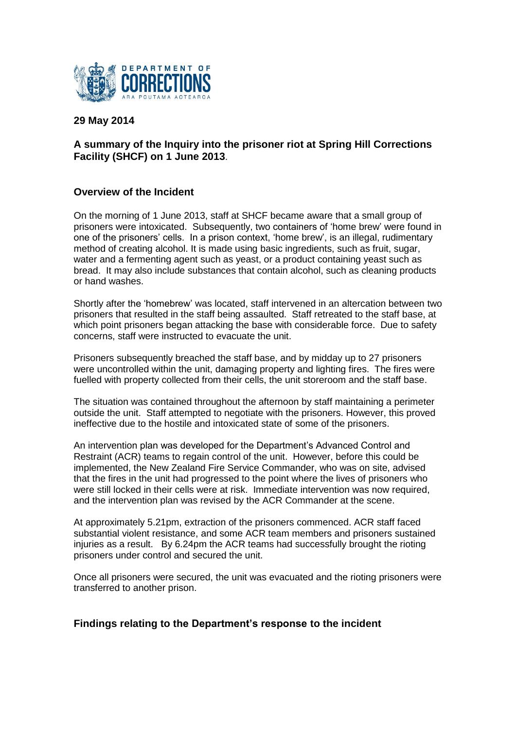DEPARTMENT OF CORRECTIONS
ARA POUTAMA AOTEAROA

**29 May 2014**

## A summary of the Inquiry into the prisoner riot at Spring Hill Corrections Facility (SHCF) on 1 June 2013.

### Overview of the Incident

On the morning of 1 June 2013, staff at SHCF became aware that a small group of prisoners were intoxicated. Subsequently, two containers of 'home brew' were found in one of the prisoners' cells. In a prison context, 'home brew', is an illegal, rudimentary method of creating alcohol. It is made using basic ingredients, such as fruit, sugar, water and a fermenting agent such as yeast, or a product containing yeast such as bread. It may also include substances that contain alcohol, such as cleaning products or hand washes.

Shortly after the 'homebrew' was located, staff intervened in an altercation between two prisoners that resulted in the staff being assaulted. Staff retreated to the staff base, at which point prisoners began attacking the base with considerable force. Due to safety concerns, staff were instructed to evacuate the unit.

Prisoners subsequently breached the staff base, and by midday up to 27 prisoners were uncontrolled within the unit, damaging property and lighting fires. The fires were fuelled with property collected from their cells, the unit storeroom and the staff base.

The situation was contained throughout the afternoon by staff maintaining a perimeter outside the unit. Staff attempted to negotiate with the prisoners. However, this proved ineffective due to the hostile and intoxicated state of some of the prisoners.

An intervention plan was developed for the Department's Advanced Control and Restraint (ACR) teams to regain control of the unit. However, before this could be implemented, the New Zealand Fire Service Commander, who was on site, advised that the fires in the unit had progressed to the point where the lives of prisoners who were still locked in their cells were at risk. Immediate intervention was now required, and the intervention plan was revised by the ACR Commander at the scene.

At approximately 5.21pm, extraction of the prisoners commenced. ACR staff faced substantial violent resistance, and some ACR team members and prisoners sustained injuries as a result. By 6.24pm the ACR teams had successfully brought the rioting prisoners under control and secured the unit.

Once all prisoners were secured, the unit was evacuated and the rioting prisoners were transferred to another prison.

### Findings relating to the Department's response to the incident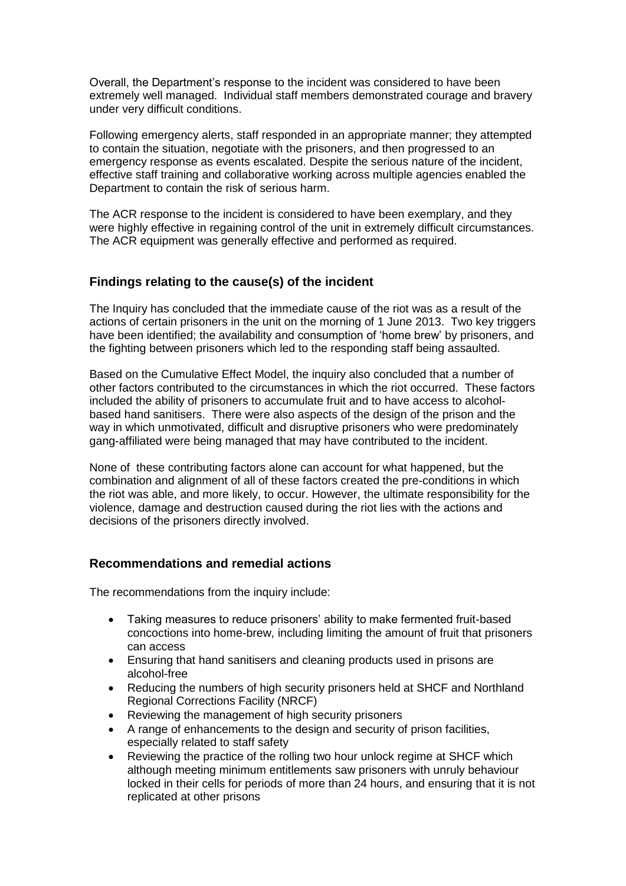Overall, the Department's response to the incident was considered to have been extremely well managed. Individual staff members demonstrated courage and bravery under very difficult conditions.

Following emergency alerts, staff responded in an appropriate manner; they attempted to contain the situation, negotiate with the prisoners, and then progressed to an emergency response as events escalated. Despite the serious nature of the incident, effective staff training and collaborative working across multiple agencies enabled the Department to contain the risk of serious harm.

The ACR response to the incident is considered to have been exemplary, and they were highly effective in regaining control of the unit in extremely difficult circumstances. The ACR equipment was generally effective and performed as required.

## Findings relating to the cause(s) of the incident

The Inquiry has concluded that the immediate cause of the riot was as a result of the actions of certain prisoners in the unit on the morning of 1 June 2013. Two key triggers have been identified; the availability and consumption of 'home brew' by prisoners, and the fighting between prisoners which led to the responding staff being assaulted.

Based on the Cumulative Effect Model, the inquiry also concluded that a number of other factors contributed to the circumstances in which the riot occurred. These factors included the ability of prisoners to accumulate fruit and to have access to alcohol-based hand sanitisers. There were also aspects of the design of the prison and the way in which unmotivated, difficult and disruptive prisoners who were predominately gang-affiliated were being managed that may have contributed to the incident.

None of these contributing factors alone can account for what happened, but the combination and alignment of all of these factors created the pre-conditions in which the riot was able, and more likely, to occur. However, the ultimate responsibility for the violence, damage and destruction caused during the riot lies with the actions and decisions of the prisoners directly involved.

## Recommendations and remedial actions

The recommendations from the inquiry include:

- Taking measures to reduce prisoners' ability to make fermented fruit-based concoctions into home-brew, including limiting the amount of fruit that prisoners can access
- Ensuring that hand sanitisers and cleaning products used in prisons are alcohol-free
- Reducing the numbers of high security prisoners held at SHCF and Northland Regional Corrections Facility (NRCF)
- Reviewing the management of high security prisoners
- A range of enhancements to the design and security of prison facilities, especially related to staff safety
- Reviewing the practice of the rolling two hour unlock regime at SHCF which although meeting minimum entitlements saw prisoners with unruly behaviour locked in their cells for periods of more than 24 hours, and ensuring that it is not replicated at other prisons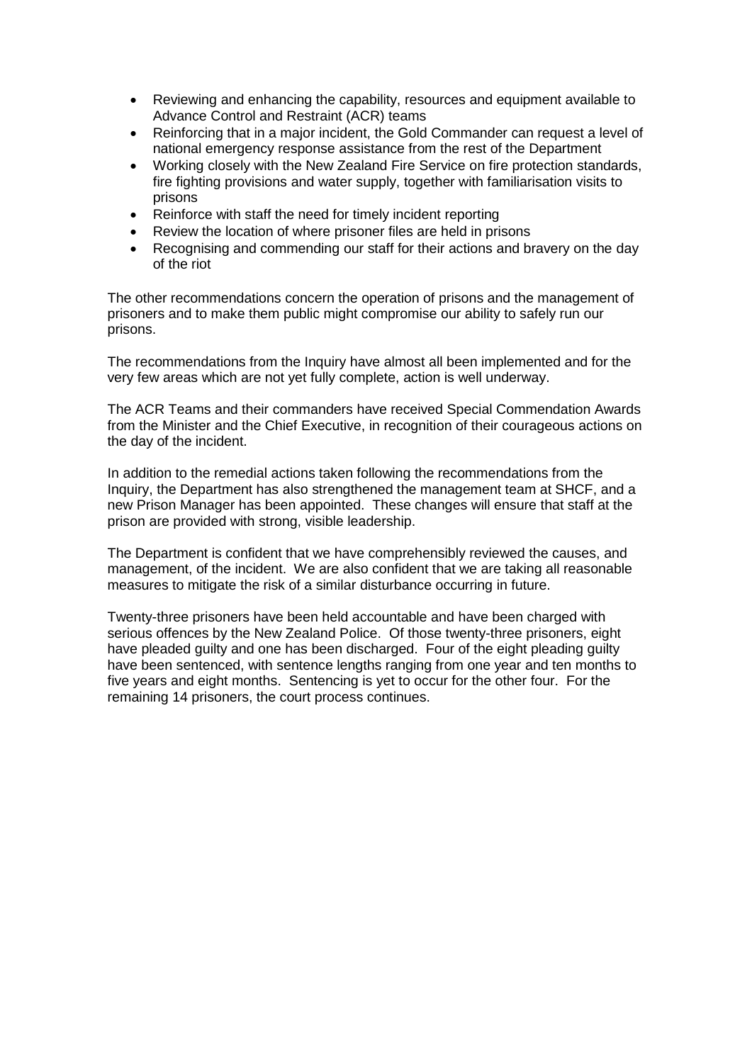- Reviewing and enhancing the capability, resources and equipment available to Advance Control and Restraint (ACR) teams
- Reinforcing that in a major incident, the Gold Commander can request a level of national emergency response assistance from the rest of the Department
- Working closely with the New Zealand Fire Service on fire protection standards, fire fighting provisions and water supply, together with familiarisation visits to prisons
- Reinforce with staff the need for timely incident reporting
- Review the location of where prisoner files are held in prisons
- Recognising and commending our staff for their actions and bravery on the day of the riot

The other recommendations concern the operation of prisons and the management of prisoners and to make them public might compromise our ability to safely run our prisons.

The recommendations from the Inquiry have almost all been implemented and for the very few areas which are not yet fully complete, action is well underway.

The ACR Teams and their commanders have received Special Commendation Awards from the Minister and the Chief Executive, in recognition of their courageous actions on the day of the incident.

In addition to the remedial actions taken following the recommendations from the Inquiry, the Department has also strengthened the management team at SHCF, and a new Prison Manager has been appointed. These changes will ensure that staff at the prison are provided with strong, visible leadership.

The Department is confident that we have comprehensibly reviewed the causes, and management, of the incident. We are also confident that we are taking all reasonable measures to mitigate the risk of a similar disturbance occurring in future.

Twenty-three prisoners have been held accountable and have been charged with serious offences by the New Zealand Police. Of those twenty-three prisoners, eight have pleaded guilty and one has been discharged. Four of the eight pleading guilty have been sentenced, with sentence lengths ranging from one year and ten months to five years and eight months. Sentencing is yet to occur for the other four. For the remaining 14 prisoners, the court process continues.